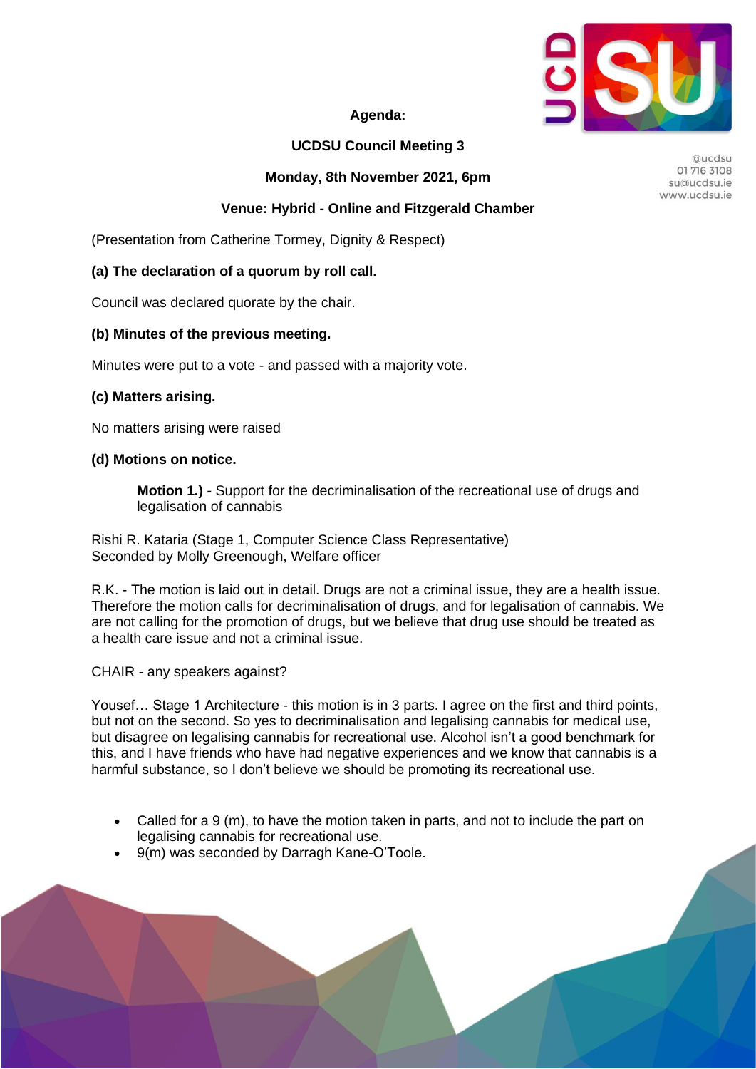**Agenda:**

**UCDSU Council Meeting 3**

**Monday, 8th November 2021, 6pm**

**Venue: Hybrid - Online and Fitzgerald Chamber**

(Presentation from Catherine Tormey, Dignity & Respect)

**(a) The declaration of a quorum by roll call.**

Council was declared quorate by the chair.

**(b) Minutes of the previous meeting.**

Minutes were put to a vote - and passed with a majority vote.

**(c) Matters arising.**

No matters arising were raised

**(d) Motions on notice.**

> **Motion 1.) -** Support for the decriminalisation of the recreational use of drugs and legalisation of cannabis

Rishi R. Kataria (Stage 1, Computer Science Class Representative)
Seconded by Molly Greenough, Welfare officer

R.K. - The motion is laid out in detail. Drugs are not a criminal issue, they are a health issue. Therefore the motion calls for decriminalisation of drugs, and for legalisation of cannabis. We are not calling for the promotion of drugs, but we believe that drug use should be treated as a health care issue and not a criminal issue.

CHAIR - any speakers against?

Yousef… Stage 1 Architecture - this motion is in 3 parts. I agree on the first and third points, but not on the second. So yes to decriminalisation and legalising cannabis for medical use, but disagree on legalising cannabis for recreational use. Alcohol isn't a good benchmark for this, and I have friends who have had negative experiences and we know that cannabis is a harmful substance, so I don't believe we should be promoting its recreational use.

- Called for a 9 (m), to have the motion taken in parts, and not to include the part on legalising cannabis for recreational use.
- 9(m) was seconded by Darragh Kane-O'Toole.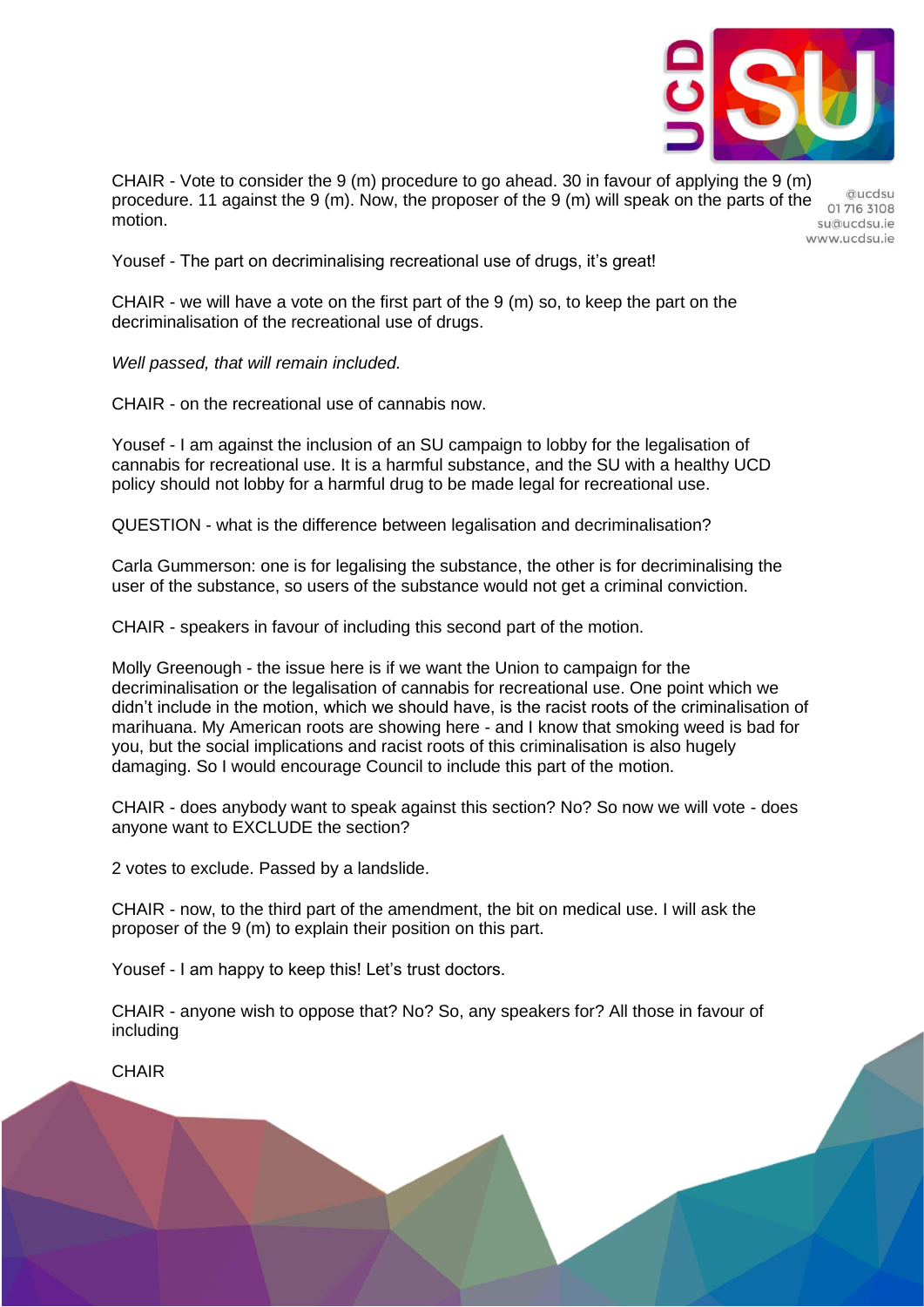CHAIR - Vote to consider the 9 (m) procedure to go ahead. 30 in favour of applying the 9 (m) procedure. 11 against the 9 (m). Now, the proposer of the 9 (m) will speak on the parts of the motion.

Yousef - The part on decriminalising recreational use of drugs, it's great!

CHAIR - we will have a vote on the first part of the 9 (m) so, to keep the part on the decriminalisation of the recreational use of drugs.

*Well passed, that will remain included.*

CHAIR - on the recreational use of cannabis now.

Yousef - I am against the inclusion of an SU campaign to lobby for the legalisation of cannabis for recreational use. It is a harmful substance, and the SU with a healthy UCD policy should not lobby for a harmful drug to be made legal for recreational use.

QUESTION - what is the difference between legalisation and decriminalisation?

Carla Gummerson: one is for legalising the substance, the other is for decriminalising the user of the substance, so users of the substance would not get a criminal conviction.

CHAIR - speakers in favour of including this second part of the motion.

Molly Greenough - the issue here is if we want the Union to campaign for the decriminalisation or the legalisation of cannabis for recreational use. One point which we didn't include in the motion, which we should have, is the racist roots of the criminalisation of marihuana. My American roots are showing here - and I know that smoking weed is bad for you, but the social implications and racist roots of this criminalisation is also hugely damaging. So I would encourage Council to include this part of the motion.

CHAIR - does anybody want to speak against this section? No? So now we will vote - does anyone want to EXCLUDE the section?

2 votes to exclude. Passed by a landslide.

CHAIR - now, to the third part of the amendment, the bit on medical use. I will ask the proposer of the 9 (m) to explain their position on this part.

Yousef - I am happy to keep this! Let's trust doctors.

CHAIR - anyone wish to oppose that? No? So, any speakers for? All those in favour of including

CHAIR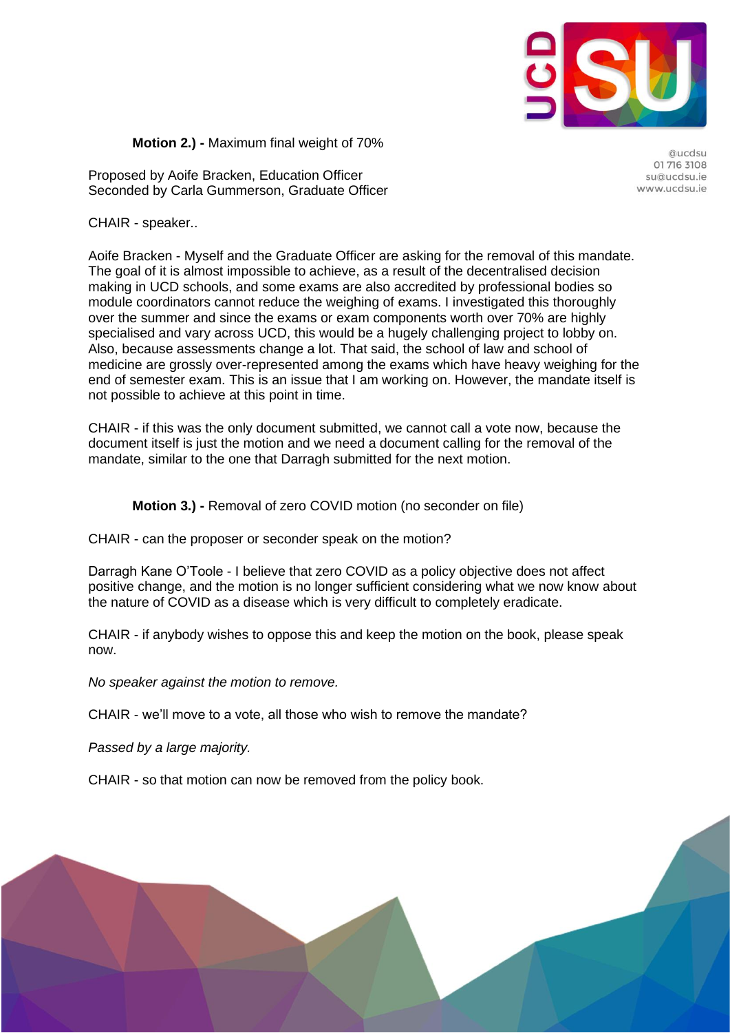**Motion 2.) -** Maximum final weight of 70%

Proposed by Aoife Bracken, Education Officer
Seconded by Carla Gummerson, Graduate Officer

CHAIR - speaker..

Aoife Bracken - Myself and the Graduate Officer are asking for the removal of this mandate. The goal of it is almost impossible to achieve, as a result of the decentralised decision making in UCD schools, and some exams are also accredited by professional bodies so module coordinators cannot reduce the weighing of exams. I investigated this thoroughly over the summer and since the exams or exam components worth over 70% are highly specialised and vary across UCD, this would be a hugely challenging project to lobby on. Also, because assessments change a lot. That said, the school of law and school of medicine are grossly over-represented among the exams which have heavy weighing for the end of semester exam. This is an issue that I am working on. However, the mandate itself is not possible to achieve at this point in time.

CHAIR - if this was the only document submitted, we cannot call a vote now, because the document itself is just the motion and we need a document calling for the removal of the mandate, similar to the one that Darragh submitted for the next motion.

**Motion 3.) -** Removal of zero COVID motion (no seconder on file)

CHAIR - can the proposer or seconder speak on the motion?

Darragh Kane O'Toole - I believe that zero COVID as a policy objective does not affect positive change, and the motion is no longer sufficient considering what we now know about the nature of COVID as a disease which is very difficult to completely eradicate.

CHAIR - if anybody wishes to oppose this and keep the motion on the book, please speak now.

*No speaker against the motion to remove.*

CHAIR - we'll move to a vote, all those who wish to remove the mandate?

*Passed by a large majority.*

CHAIR - so that motion can now be removed from the policy book.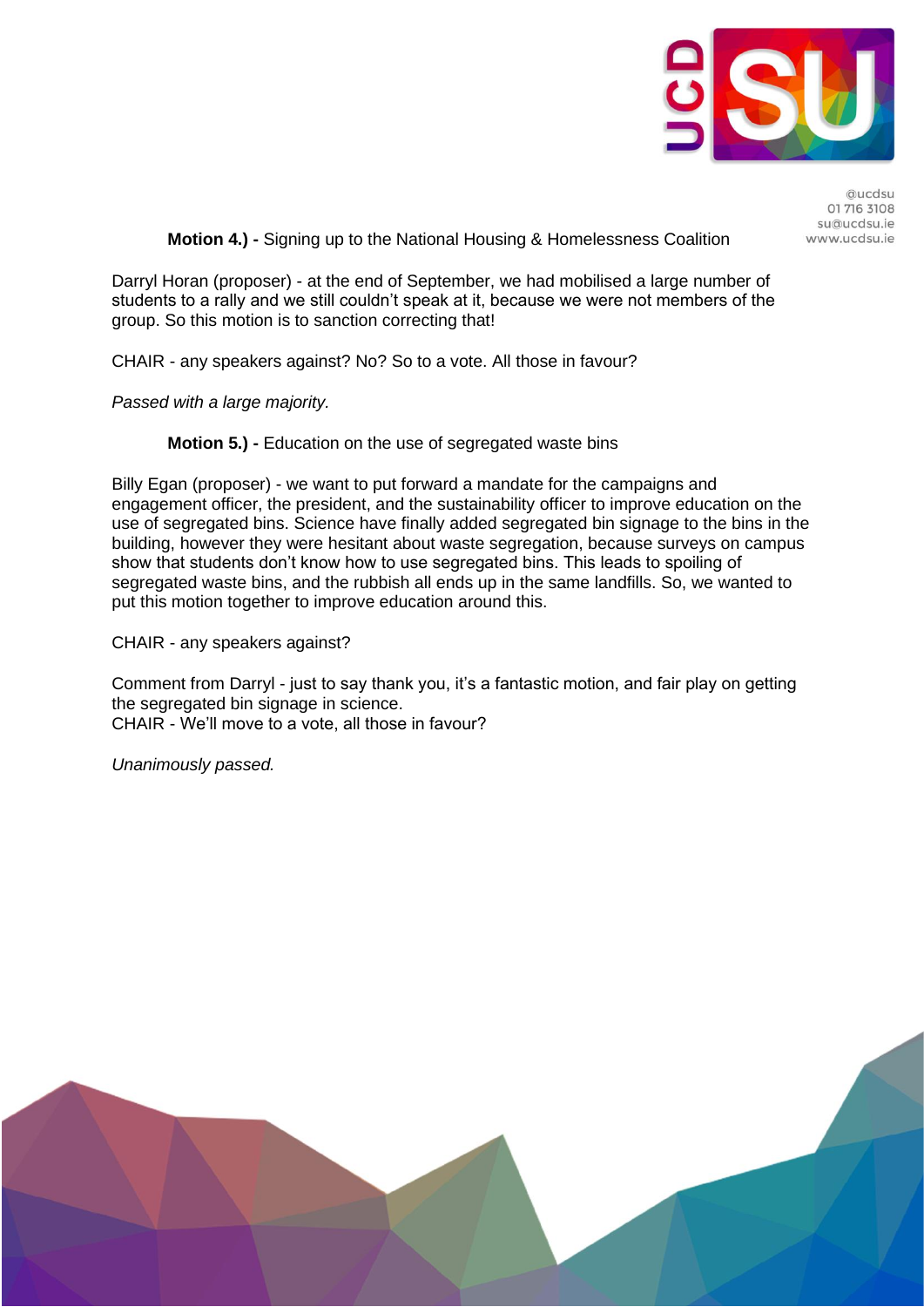**Motion 4.) -** Signing up to the National Housing & Homelessness Coalition

Darryl Horan (proposer) - at the end of September, we had mobilised a large number of students to a rally and we still couldn't speak at it, because we were not members of the group. So this motion is to sanction correcting that!

CHAIR - any speakers against? No? So to a vote. All those in favour?

*Passed with a large majority.*

**Motion 5.) -** Education on the use of segregated waste bins

Billy Egan (proposer) - we want to put forward a mandate for the campaigns and engagement officer, the president, and the sustainability officer to improve education on the use of segregated bins. Science have finally added segregated bin signage to the bins in the building, however they were hesitant about waste segregation, because surveys on campus show that students don't know how to use segregated bins. This leads to spoiling of segregated waste bins, and the rubbish all ends up in the same landfills. So, we wanted to put this motion together to improve education around this.

CHAIR - any speakers against?

Comment from Darryl - just to say thank you, it's a fantastic motion, and fair play on getting the segregated bin signage in science.
CHAIR - We'll move to a vote, all those in favour?

*Unanimously passed.*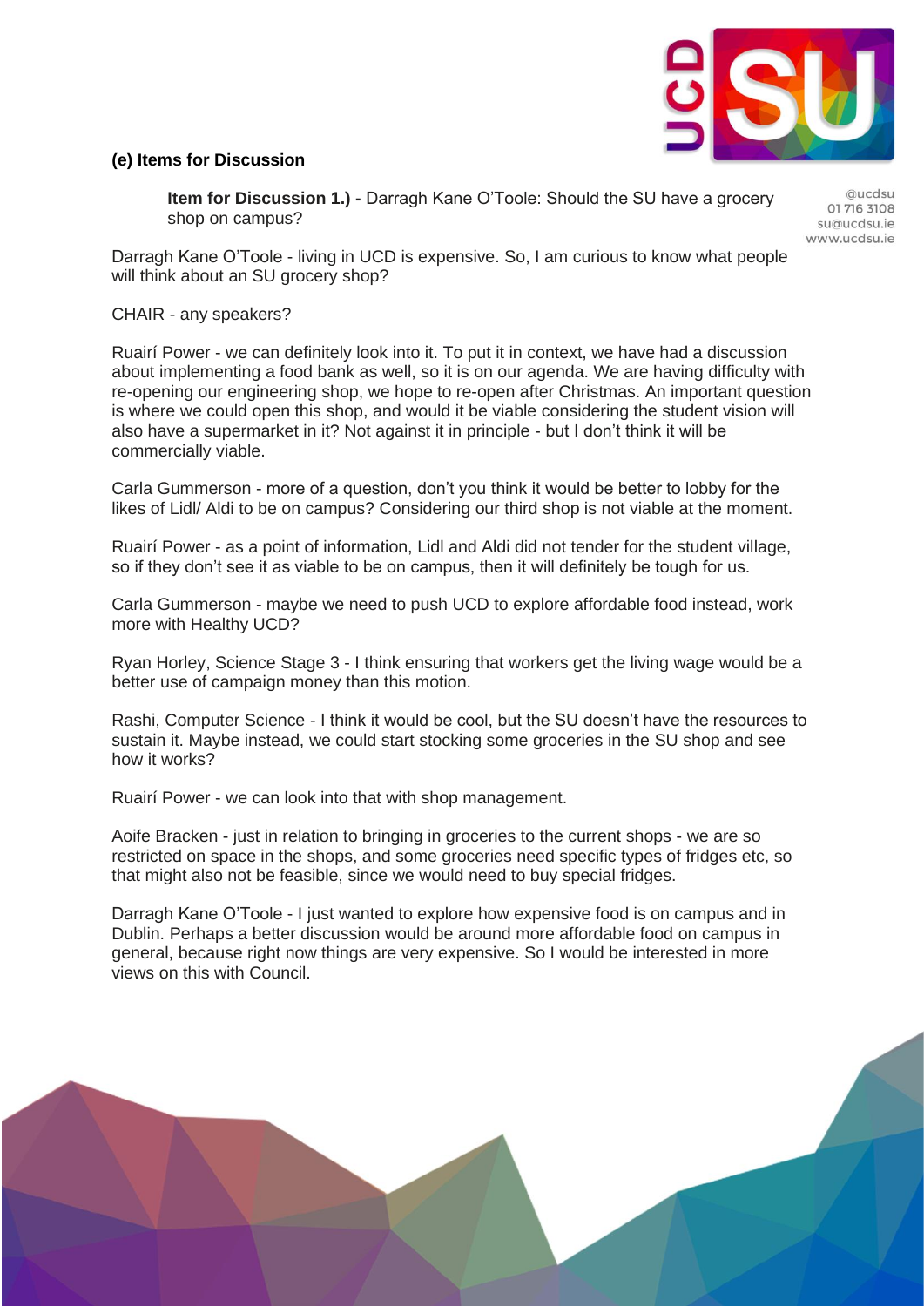**(e) Items for Discussion**

**Item for Discussion 1.) -** Darragh Kane O'Toole: Should the SU have a grocery shop on campus?

Darragh Kane O'Toole - living in UCD is expensive. So, I am curious to know what people will think about an SU grocery shop?

CHAIR - any speakers?

Ruairí Power - we can definitely look into it. To put it in context, we have had a discussion about implementing a food bank as well, so it is on our agenda. We are having difficulty with re-opening our engineering shop, we hope to re-open after Christmas. An important question is where we could open this shop, and would it be viable considering the student vision will also have a supermarket in it? Not against it in principle - but I don't think it will be commercially viable.

Carla Gummerson - more of a question, don't you think it would be better to lobby for the likes of Lidl/ Aldi to be on campus? Considering our third shop is not viable at the moment.

Ruairí Power - as a point of information, Lidl and Aldi did not tender for the student village, so if they don't see it as viable to be on campus, then it will definitely be tough for us.

Carla Gummerson - maybe we need to push UCD to explore affordable food instead, work more with Healthy UCD?

Ryan Horley, Science Stage 3 - I think ensuring that workers get the living wage would be a better use of campaign money than this motion.

Rashi, Computer Science - I think it would be cool, but the SU doesn't have the resources to sustain it. Maybe instead, we could start stocking some groceries in the SU shop and see how it works?

Ruairí Power - we can look into that with shop management.

Aoife Bracken - just in relation to bringing in groceries to the current shops - we are so restricted on space in the shops, and some groceries need specific types of fridges etc, so that might also not be feasible, since we would need to buy special fridges.

Darragh Kane O'Toole - I just wanted to explore how expensive food is on campus and in Dublin. Perhaps a better discussion would be around more affordable food on campus in general, because right now things are very expensive. So I would be interested in more views on this with Council.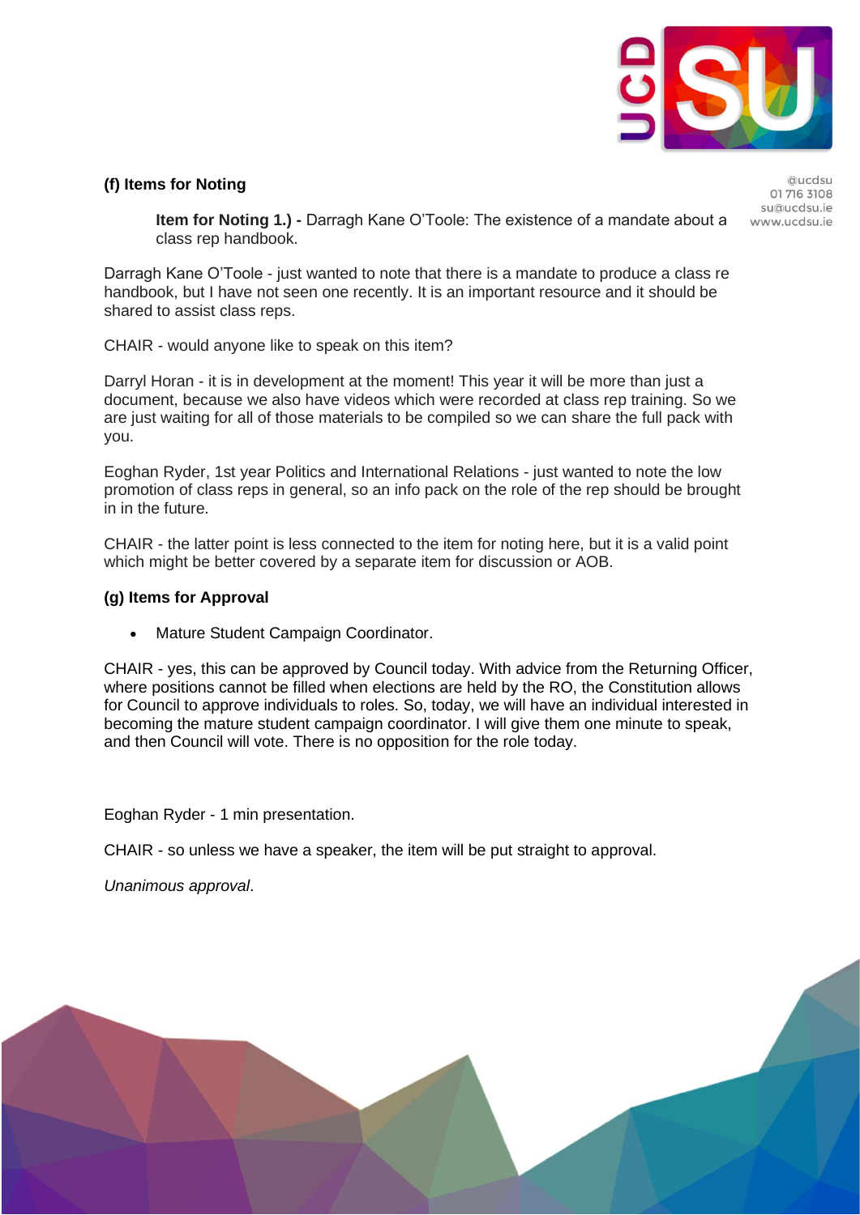**(f) Items for Noting**

> **Item for Noting 1.) -** Darragh Kane O'Toole: The existence of a mandate about a class rep handbook.

Darragh Kane O'Toole - just wanted to note that there is a mandate to produce a class re handbook, but I have not seen one recently. It is an important resource and it should be shared to assist class reps.

CHAIR - would anyone like to speak on this item?

Darryl Horan - it is in development at the moment! This year it will be more than just a document, because we also have videos which were recorded at class rep training. So we are just waiting for all of those materials to be compiled so we can share the full pack with you.

Eoghan Ryder, 1st year Politics and International Relations - just wanted to note the low promotion of class reps in general, so an info pack on the role of the rep should be brought in in the future.

CHAIR - the latter point is less connected to the item for noting here, but it is a valid point which might be better covered by a separate item for discussion or AOB.

**(g) Items for Approval**

- Mature Student Campaign Coordinator.

CHAIR - yes, this can be approved by Council today. With advice from the Returning Officer, where positions cannot be filled when elections are held by the RO, the Constitution allows for Council to approve individuals to roles. So, today, we will have an individual interested in becoming the mature student campaign coordinator. I will give them one minute to speak, and then Council will vote. There is no opposition for the role today.

Eoghan Ryder - 1 min presentation.

CHAIR - so unless we have a speaker, the item will be put straight to approval.

*Unanimous approval*.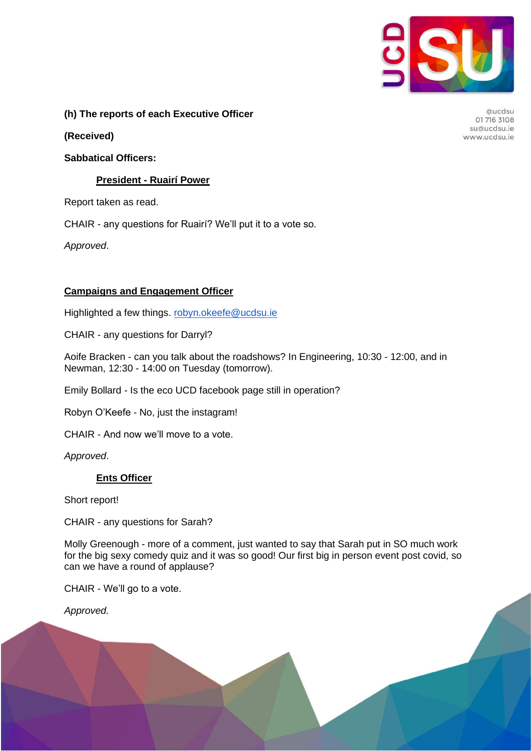**(h) The reports of each Executive Officer**

**(Received)**

**Sabbatical Officers:**

**President - Ruairí Power**

Report taken as read.

CHAIR - any questions for Ruairí? We'll put it to a vote so.

*Approved*.

**Campaigns and Engagement Officer**

Highlighted a few things. robyn.okeefe@ucdsu.ie

CHAIR - any questions for Darryl?

Aoife Bracken - can you talk about the roadshows? In Engineering, 10:30 - 12:00, and in Newman, 12:30 - 14:00 on Tuesday (tomorrow).

Emily Bollard - Is the eco UCD facebook page still in operation?

Robyn O'Keefe - No, just the instagram!

CHAIR - And now we'll move to a vote.

*Approved*.

**Ents Officer**

Short report!

CHAIR - any questions for Sarah?

Molly Greenough - more of a comment, just wanted to say that Sarah put in SO much work for the big sexy comedy quiz and it was so good! Our first big in person event post covid, so can we have a round of applause?

CHAIR - We'll go to a vote.

*Approved.*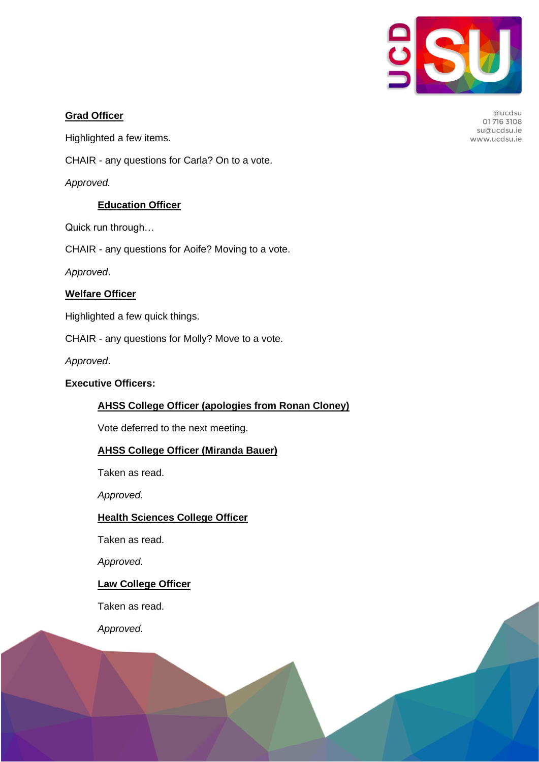**Grad Officer**

Highlighted a few items.

CHAIR - any questions for Carla? On to a vote.

*Approved.*

**Education Officer**

Quick run through…

CHAIR - any questions for Aoife? Moving to a vote.

*Approved*.

**Welfare Officer**

Highlighted a few quick things.

CHAIR - any questions for Molly? Move to a vote.

*Approved*.

**Executive Officers:**

**AHSS College Officer (apologies from Ronan Cloney)**

Vote deferred to the next meeting.

**AHSS College Officer (Miranda Bauer)**

Taken as read.

*Approved.*

**Health Sciences College Officer**

Taken as read.

*Approved.*

**Law College Officer**

Taken as read.

*Approved.*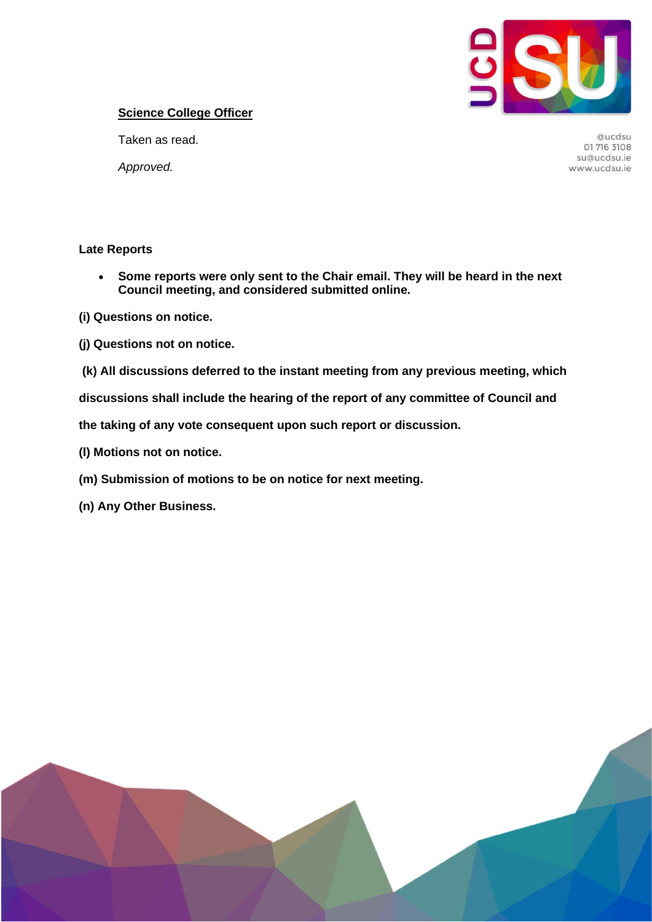**<u>Science College Officer</u>**

Taken as read.

*Approved.*

**Late Reports**

- **Some reports were only sent to the Chair email. They will be heard in the next Council meeting, and considered submitted online.**

**(i) Questions on notice.**

**(j) Questions not on notice.**

**(k) All discussions deferred to the instant meeting from any previous meeting, which discussions shall include the hearing of the report of any committee of Council and the taking of any vote consequent upon such report or discussion.**

**(l) Motions not on notice.**

**(m) Submission of motions to be on notice for next meeting.**

**(n) Any Other Business.**